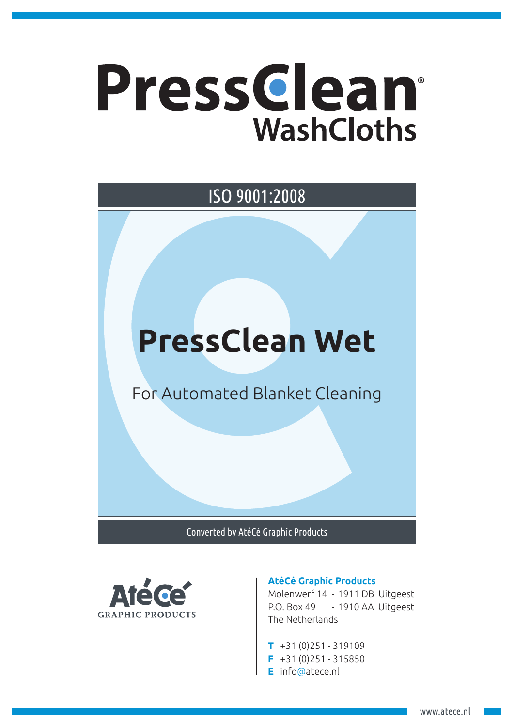# PressClean®

## WashCloths

ISO 9001:2008

# PressClean Wet

For Automated Blanket Cleaning

Converted by AtéCé Graphic Products

AtéCé
GRAPHIC PRODUCTS

**AtéCé Graphic Products**
Molenwerf 14 - 1911 DB Uitgeest
P.O. Box 49 - 1910 AA Uitgeest
The Netherlands

**T** +31 (0)251 - 319109
**F** +31 (0)251 - 315850
**E** info@atece.nl

www.atece.nl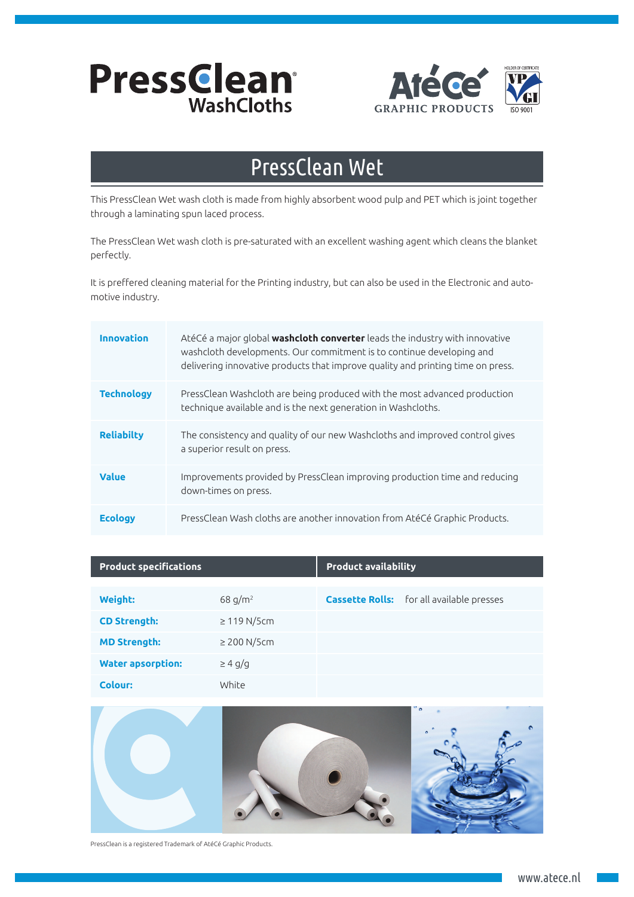# PressClean Wet

This PressClean Wet wash cloth is made from highly absorbent wood pulp and PET which is joint together through a laminating spun laced process.

The PressClean Wet wash cloth is pre-saturated with an excellent washing agent which cleans the blanket perfectly.

It is preffered cleaning material for the Printing industry, but can also be used in the Electronic and automotive industry.

| | |
|---|---|
| **Innovation** | AtéCé a major global **washcloth converter** leads the industry with innovative washcloth developments. Our commitment is to continue developing and delivering innovative products that improve quality and printing time on press. |
| **Technology** | PressClean Washcloth are being produced with the most advanced production technique available and is the next generation in Washcloths. |
| **Reliabilty** | The consistency and quality of our new Washcloths and improved control gives a superior result on press. |
| **Value** | Improvements provided by PressClean improving production time and reducing down-times on press. |
| **Ecology** | PressClean Wash cloths are another innovation from AtéCé Graphic Products. |

| Product specifications | | Product availability | |
|---|---|---|---|
| **Weight:** | 68 g/m$^2$ | **Cassette Rolls:** | for all available presses |
| **CD Strength:** | ≥ 119 N/5cm | | |
| **MD Strength:** | ≥ 200 N/5cm | | |
| **Water apsorption:** | ≥ 4 g/g | | |
| **Colour:** | White | | |

PressClean is a registered Trademark of AtéCé Graphic Products.

www.atece.nl